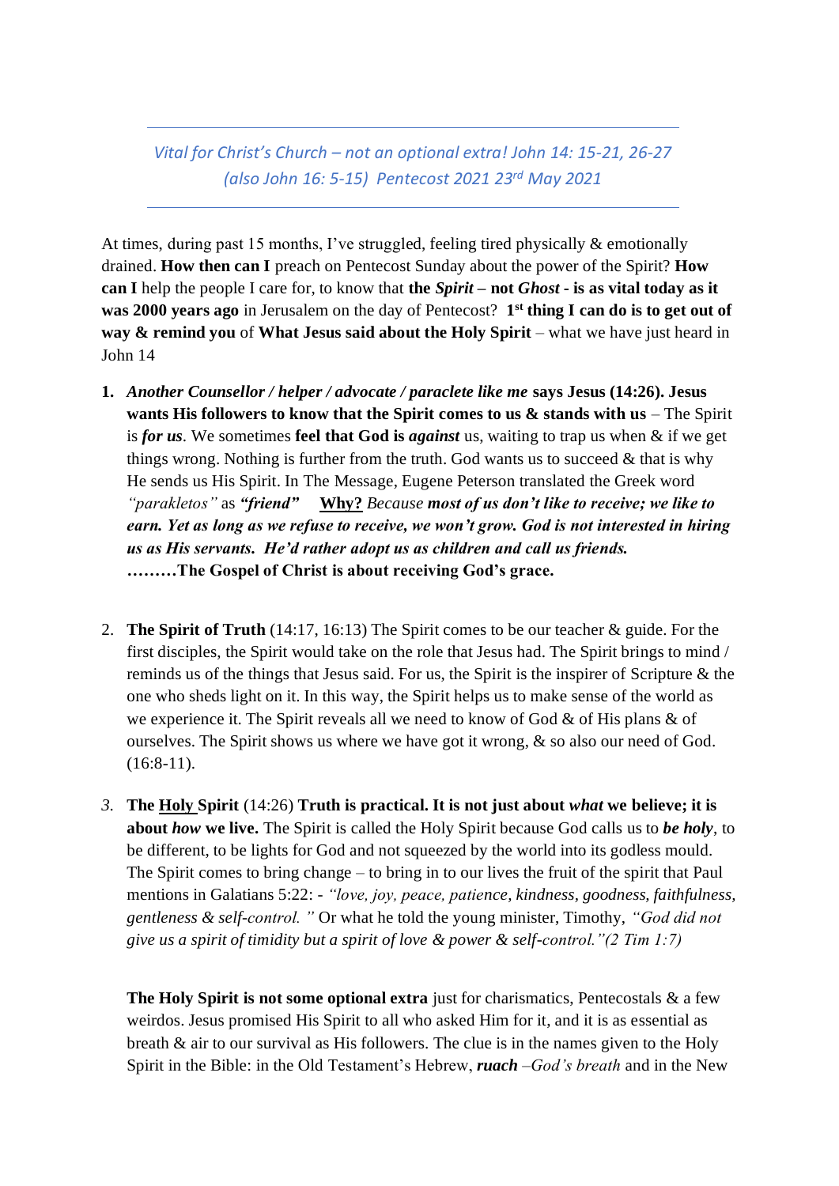*Vital for Christ's Church – not an optional extra! John 14: 15-21, 26-27 (also John 16: 5-15) Pentecost 2021 23rd May 2021*

---

At times, during past 15 months, I've struggled, feeling tired physically & emotionally drained. **How then can I** preach on Pentecost Sunday about the power of the Spirit? **How can I** help the people I care for, to know that **the *Spirit* – not *Ghost* - is as vital today as it was 2000 years ago** in Jerusalem on the day of Pentecost? **1st thing I can do is to get out of way & remind you** of **What Jesus said about the Holy Spirit** – what we have just heard in John 14

1. ***Another Counsellor / helper / advocate / paraclete like me* says Jesus (14:26). Jesus wants His followers to know that the Spirit comes to us & stands with us** – The Spirit is ***for us***. We sometimes **feel that God is *against*** us, waiting to trap us when & if we get things wrong. Nothing is further from the truth. God wants us to succeed & that is why He sends us His Spirit. In The Message, Eugene Peterson translated the Greek word *"parakletos"* as ***"friend"*** **<u>Why?</u>** *Because* ***most of us don't like to receive; we like to earn. Yet as long as we refuse to receive, we won't grow. God is not interested in hiring us as His servants. He'd rather adopt us as children and call us friends.*** **………The Gospel of Christ is about receiving God's grace.**

2. **The Spirit of Truth** (14:17, 16:13) The Spirit comes to be our teacher & guide. For the first disciples, the Spirit would take on the role that Jesus had. The Spirit brings to mind / reminds us of the things that Jesus said. For us, the Spirit is the inspirer of Scripture & the one who sheds light on it. In this way, the Spirit helps us to make sense of the world as we experience it. The Spirit reveals all we need to know of God & of His plans & of ourselves. The Spirit shows us where we have got it wrong, & so also our need of God. (16:8-11).

3. **The <u>Holy</u> Spirit** (14:26) **Truth is practical. It is not just about *what* we believe; it is about *how* we live.** The Spirit is called the Holy Spirit because God calls us to ***be holy***, to be different, to be lights for God and not squeezed by the world into its godless mould. The Spirit comes to bring change – to bring in to our lives the fruit of the spirit that Paul mentions in Galatians 5:22: - *"love, joy, peace, patience, kindness, goodness, faithfulness, gentleness & self-control. "* Or what he told the young minister, Timothy, *"God did not give us a spirit of timidity but a spirit of love & power & self-control."(2 Tim 1:7)*

   **The Holy Spirit is not some optional extra** just for charismatics, Pentecostals & a few weirdos. Jesus promised His Spirit to all who asked Him for it, and it is as essential as breath & air to our survival as His followers. The clue is in the names given to the Holy Spirit in the Bible: in the Old Testament's Hebrew, ***ruach*** *–God's breath* and in the New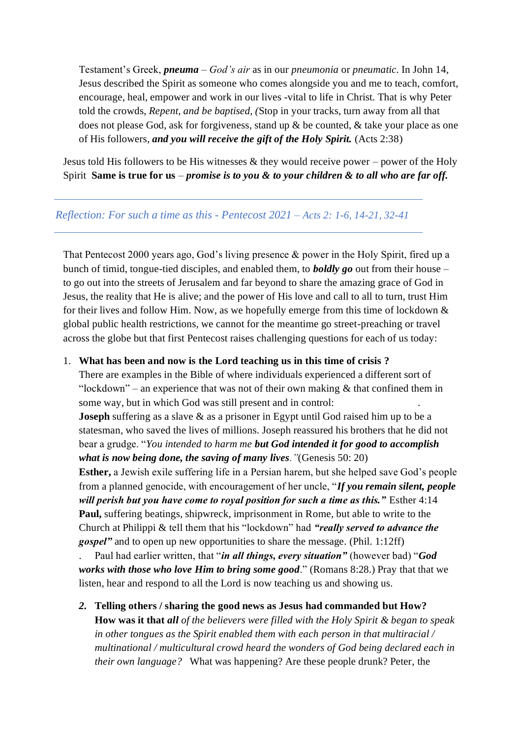Testament's Greek, ***pneuma*** – *God's air* as in our *pneumonia* or *pneumatic.* In John 14, Jesus described the Spirit as someone who comes alongside you and me to teach, comfort, encourage, heal, empower and work in our lives -vital to life in Christ. That is why Peter told the crowds, *Repent, and be baptised, (*Stop in your tracks, turn away from all that does not please God, ask for forgiveness, stand up & be counted, & take your place as one of His followers, ***and you will receive the gift of the Holy Spirit.*** (Acts 2:38)

Jesus told His followers to be His witnesses & they would receive power – power of the Holy Spirit **Same is true for us** – ***promise is to you & to your children & to all who are far off.***

---

*Reflection: For such a time as this - Pentecost 2021 – Acts 2: 1-6, 14-21, 32-41*

---

That Pentecost 2000 years ago, God's living presence & power in the Holy Spirit, fired up a bunch of timid, tongue-tied disciples, and enabled them, to ***boldly go*** out from their house – to go out into the streets of Jerusalem and far beyond to share the amazing grace of God in Jesus, the reality that He is alive; and the power of His love and call to all to turn, trust Him for their lives and follow Him. Now, as we hopefully emerge from this time of lockdown & global public health restrictions, we cannot for the meantime go street-preaching or travel across the globe but that first Pentecost raises challenging questions for each of us today:

1. **What has been and now is the Lord teaching us in this time of crisis ?**
   There are examples in the Bible of where individuals experienced a different sort of "lockdown" – an experience that was not of their own making & that confined them in some way, but in which God was still present and in control: .
   **Joseph** suffering as a slave & as a prisoner in Egypt until God raised him up to be a statesman, who saved the lives of millions. Joseph reassured his brothers that he did not bear a grudge. "*You intended to harm me **but God intended it for good to accomplish what is now being done, the saving of many lives**."*(Genesis 50: 20)
   **Esther,** a Jewish exile suffering life in a Persian harem, but she helped save God's people from a planned genocide, with encouragement of her uncle, "***If you remain silent, people will perish but you have come to royal position for such a time as this."*** Esther 4:14
   **Paul,** suffering beatings, shipwreck, imprisonment in Rome, but able to write to the Church at Philippi & tell them that his "lockdown" had ***"really served to advance the gospel"*** and to open up new opportunities to share the message. (Phil. 1:12ff)
   . Paul had earlier written, that "***in all things, every situation"*** (however bad) "***God works with those who love Him to bring some good***." (Romans 8:28.) Pray that that we listen, hear and respond to all the Lord is now teaching us and showing us.

2. **Telling others / sharing the good news as Jesus had commanded but How?**
   **How was it that *all*** *of the believers were filled with the Holy Spirit & began to speak in other tongues as the Spirit enabled them with each person in that multiracial / multinational / multicultural crowd heard the wonders of God being declared each in their own language?* What was happening? Are these people drunk? Peter, the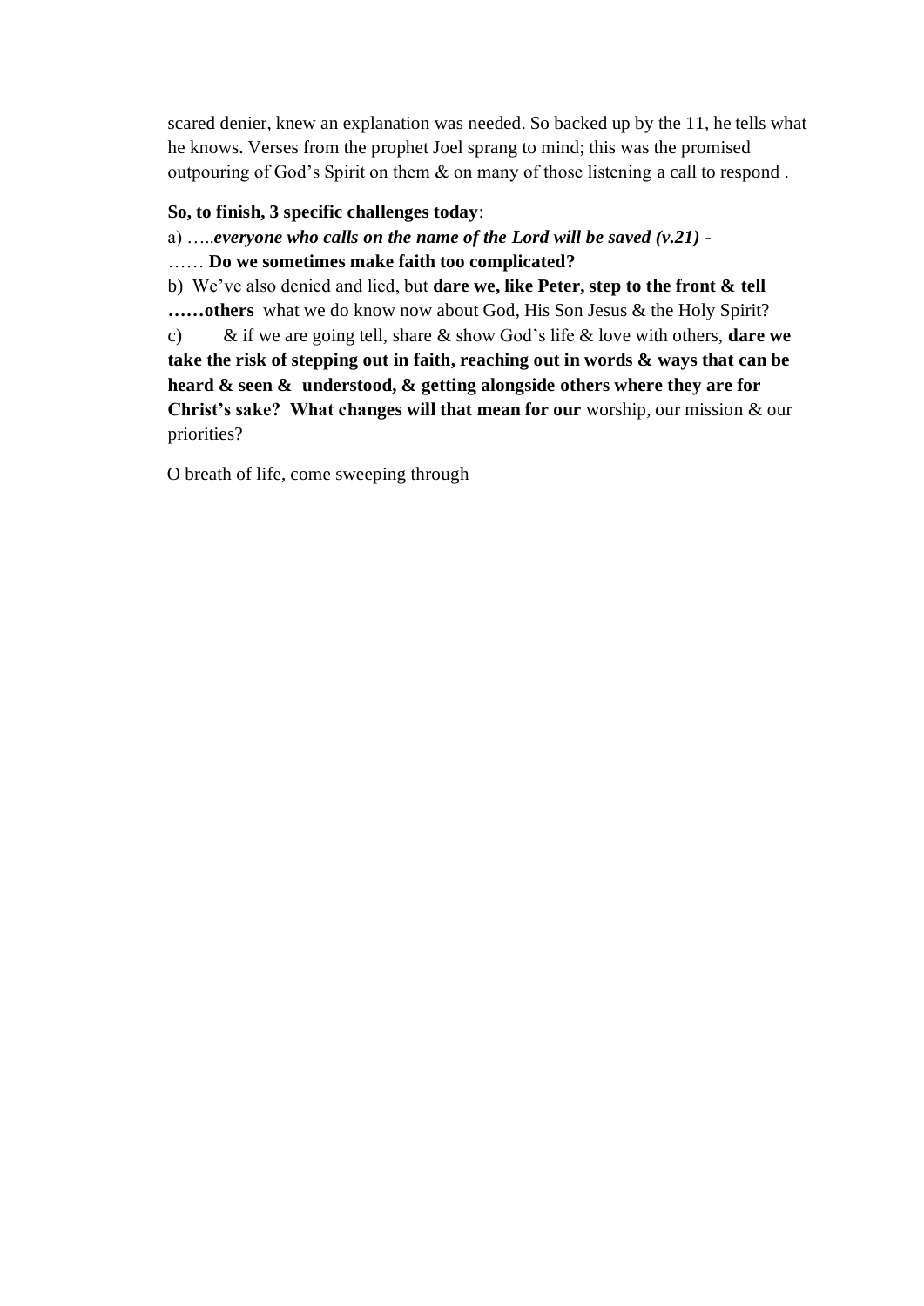scared denier, knew an explanation was needed. So backed up by the 11, he tells what he knows. Verses from the prophet Joel sprang to mind; this was the promised outpouring of God's Spirit on them & on many of those listening a call to respond .

**So, to finish, 3 specific challenges today**:

a) …..***everyone who calls on the name of the Lord will be saved (v.21)*** -
…… **Do we sometimes make faith too complicated?**

b) We've also denied and lied, but **dare we, like Peter, step to the front & tell ……others** what we do know now about God, His Son Jesus & the Holy Spirit?

c) & if we are going tell, share & show God's life & love with others, **dare we take the risk of stepping out in faith, reaching out in words & ways that can be heard & seen & understood, & getting alongside others where they are for Christ's sake? What changes will that mean for our** worship, our mission & our priorities?

O breath of life, come sweeping through